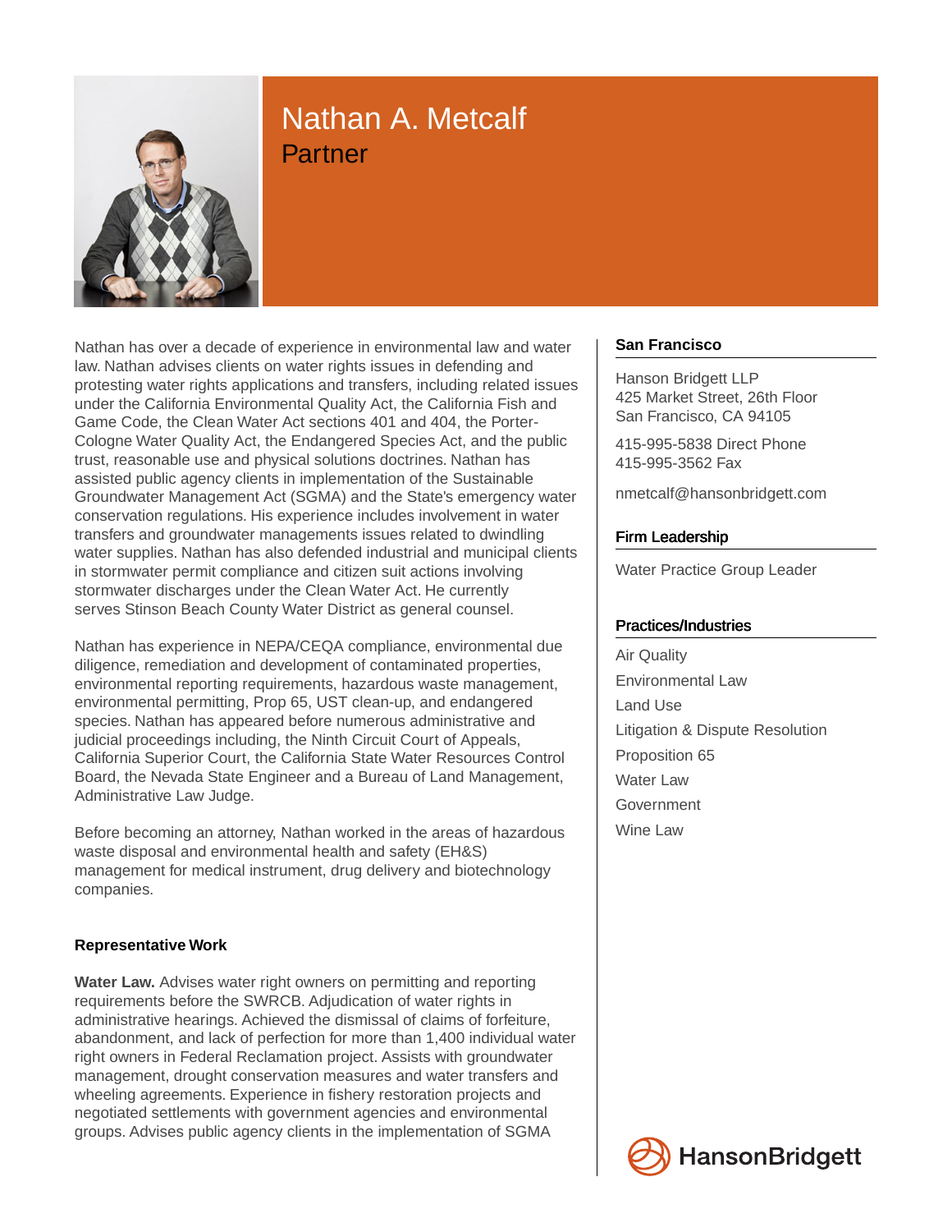# Nathan A. Metcalf

## Partner

Nathan has over a decade of experience in environmental law and water law. Nathan advises clients on water rights issues in defending and protesting water rights applications and transfers, including related issues under the California Environmental Quality Act, the California Fish and Game Code, the Clean Water Act sections 401 and 404, the Porter-Cologne Water Quality Act, the Endangered Species Act, and the public trust, reasonable use and physical solutions doctrines. Nathan has assisted public agency clients in implementation of the Sustainable Groundwater Management Act (SGMA) and the State's emergency water conservation regulations. His experience includes involvement in water transfers and groundwater managements issues related to dwindling water supplies. Nathan has also defended industrial and municipal clients in stormwater permit compliance and citizen suit actions involving stormwater discharges under the Clean Water Act. He currently serves Stinson Beach County Water District as general counsel.

Nathan has experience in NEPA/CEQA compliance, environmental due diligence, remediation and development of contaminated properties, environmental reporting requirements, hazardous waste management, environmental permitting, Prop 65, UST clean-up, and endangered species. Nathan has appeared before numerous administrative and judicial proceedings including, the Ninth Circuit Court of Appeals, California Superior Court, the California State Water Resources Control Board, the Nevada State Engineer and a Bureau of Land Management, Administrative Law Judge.

Before becoming an attorney, Nathan worked in the areas of hazardous waste disposal and environmental health and safety (EH&S) management for medical instrument, drug delivery and biotechnology companies.

### Representative Work

**Water Law.** Advises water right owners on permitting and reporting requirements before the SWRCB. Adjudication of water rights in administrative hearings. Achieved the dismissal of claims of forfeiture, abandonment, and lack of perfection for more than 1,400 individual water right owners in Federal Reclamation project. Assists with groundwater management, drought conservation measures and water transfers and wheeling agreements. Experience in fishery restoration projects and negotiated settlements with government agencies and environmental groups. Advises public agency clients in the implementation of SGMA

### San Francisco

Hanson Bridgett LLP
425 Market Street, 26th Floor
San Francisco, CA 94105

415-995-5838 Direct Phone
415-995-3562 Fax

nmetcalf@hansonbridgett.com

### Firm Leadership

Water Practice Group Leader

### Practices/Industries

- Air Quality
- Environmental Law
- Land Use
- Litigation & Dispute Resolution
- Proposition 65
- Water Law
- Government
- Wine Law

HansonBridgett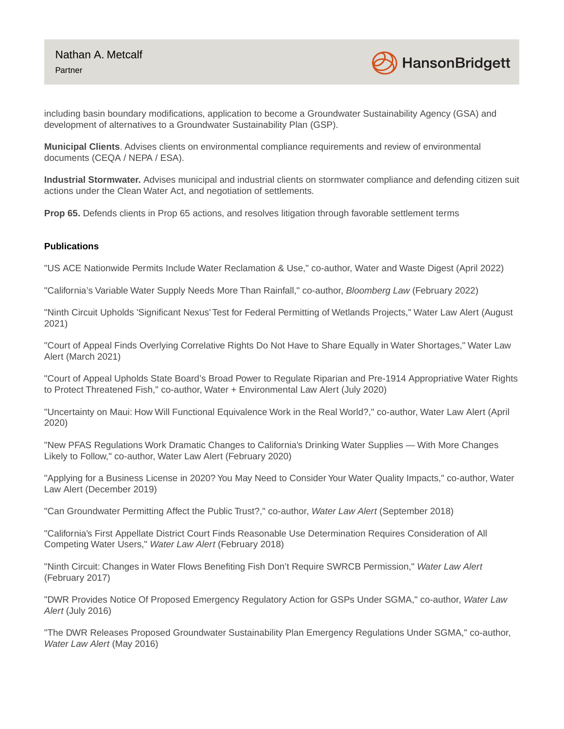including basin boundary modifications, application to become a Groundwater Sustainability Agency (GSA) and development of alternatives to a Groundwater Sustainability Plan (GSP).

**Municipal Clients**. Advises clients on environmental compliance requirements and review of environmental documents (CEQA / NEPA / ESA).

**Industrial Stormwater.** Advises municipal and industrial clients on stormwater compliance and defending citizen suit actions under the Clean Water Act, and negotiation of settlements.

**Prop 65.** Defends clients in Prop 65 actions, and resolves litigation through favorable settlement terms

**Publications**

"US ACE Nationwide Permits Include Water Reclamation & Use," co-author, Water and Waste Digest (April 2022)

"California's Variable Water Supply Needs More Than Rainfall," co-author, *Bloomberg Law* (February 2022)

"Ninth Circuit Upholds 'Significant Nexus' Test for Federal Permitting of Wetlands Projects," Water Law Alert (August 2021)

"Court of Appeal Finds Overlying Correlative Rights Do Not Have to Share Equally in Water Shortages," Water Law Alert (March 2021)

"Court of Appeal Upholds State Board's Broad Power to Regulate Riparian and Pre-1914 Appropriative Water Rights to Protect Threatened Fish," co-author, Water + Environmental Law Alert (July 2020)

"Uncertainty on Maui: How Will Functional Equivalence Work in the Real World?," co-author, Water Law Alert (April 2020)

"New PFAS Regulations Work Dramatic Changes to California's Drinking Water Supplies — With More Changes Likely to Follow," co-author, Water Law Alert (February 2020)

"Applying for a Business License in 2020? You May Need to Consider Your Water Quality Impacts," co-author, Water Law Alert (December 2019)

"Can Groundwater Permitting Affect the Public Trust?," co-author, *Water Law Alert* (September 2018)

"California's First Appellate District Court Finds Reasonable Use Determination Requires Consideration of All Competing Water Users," *Water Law Alert* (February 2018)

"Ninth Circuit: Changes in Water Flows Benefiting Fish Don't Require SWRCB Permission," *Water Law Alert* (February 2017)

"DWR Provides Notice Of Proposed Emergency Regulatory Action for GSPs Under SGMA," co-author, *Water Law Alert* (July 2016)

"The DWR Releases Proposed Groundwater Sustainability Plan Emergency Regulations Under SGMA," co-author, *Water Law Alert* (May 2016)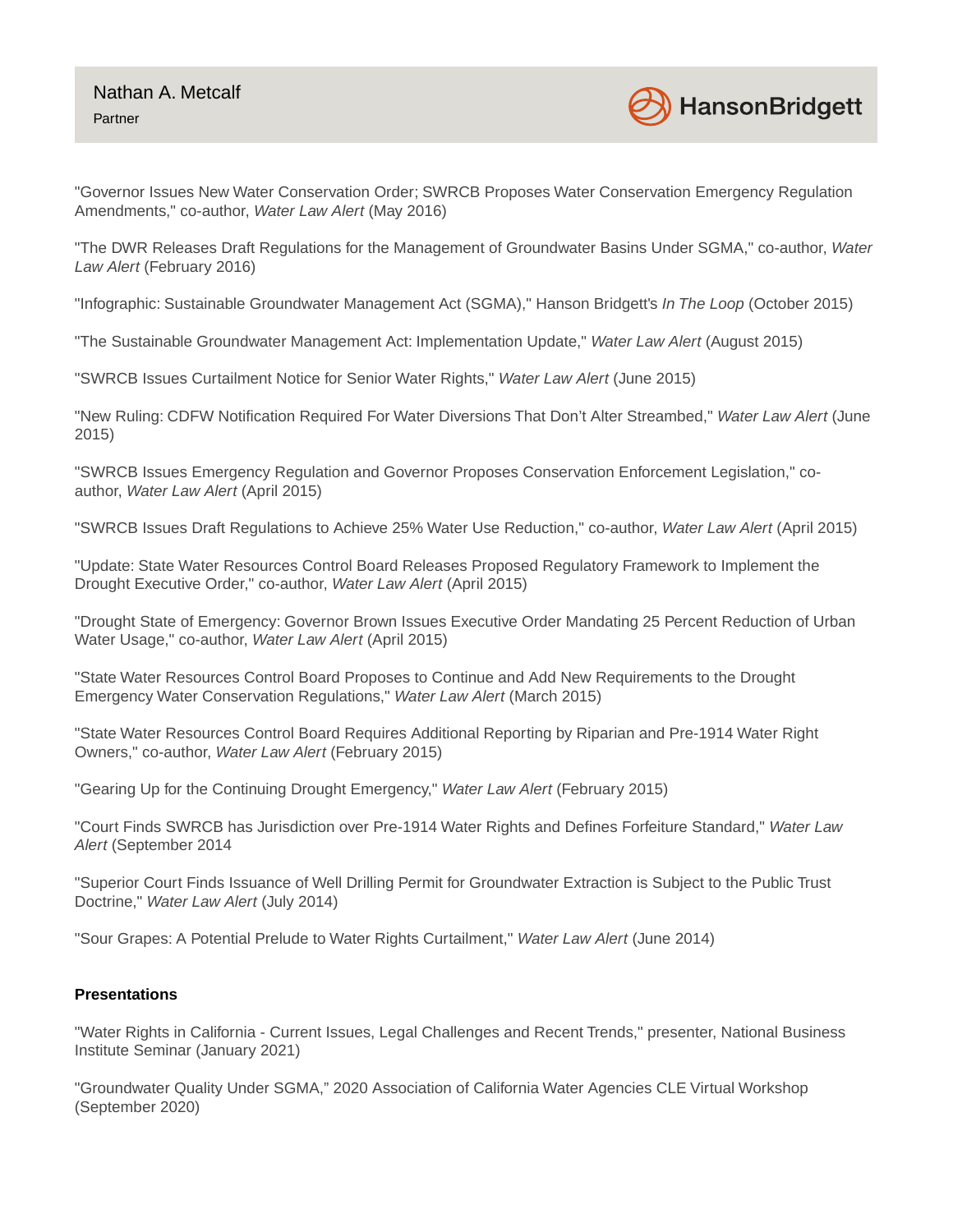"Governor Issues New Water Conservation Order; SWRCB Proposes Water Conservation Emergency Regulation Amendments," co-author, *Water Law Alert* (May 2016)

"The DWR Releases Draft Regulations for the Management of Groundwater Basins Under SGMA," co-author, *Water Law Alert* (February 2016)

"Infographic: Sustainable Groundwater Management Act (SGMA)," Hanson Bridgett's *In The Loop* (October 2015)

"The Sustainable Groundwater Management Act: Implementation Update," *Water Law Alert* (August 2015)

"SWRCB Issues Curtailment Notice for Senior Water Rights," *Water Law Alert* (June 2015)

"New Ruling: CDFW Notification Required For Water Diversions That Don't Alter Streambed," *Water Law Alert* (June 2015)

"SWRCB Issues Emergency Regulation and Governor Proposes Conservation Enforcement Legislation," co-author, *Water Law Alert* (April 2015)

"SWRCB Issues Draft Regulations to Achieve 25% Water Use Reduction," co-author, *Water Law Alert* (April 2015)

"Update: State Water Resources Control Board Releases Proposed Regulatory Framework to Implement the Drought Executive Order," co-author, *Water Law Alert* (April 2015)

"Drought State of Emergency: Governor Brown Issues Executive Order Mandating 25 Percent Reduction of Urban Water Usage," co-author, *Water Law Alert* (April 2015)

"State Water Resources Control Board Proposes to Continue and Add New Requirements to the Drought Emergency Water Conservation Regulations," *Water Law Alert* (March 2015)

"State Water Resources Control Board Requires Additional Reporting by Riparian and Pre-1914 Water Right Owners," co-author, *Water Law Alert* (February 2015)

"Gearing Up for the Continuing Drought Emergency," *Water Law Alert* (February 2015)

"Court Finds SWRCB has Jurisdiction over Pre-1914 Water Rights and Defines Forfeiture Standard," *Water Law Alert* (September 2014

"Superior Court Finds Issuance of Well Drilling Permit for Groundwater Extraction is Subject to the Public Trust Doctrine," *Water Law Alert* (July 2014)

"Sour Grapes: A Potential Prelude to Water Rights Curtailment," *Water Law Alert* (June 2014)

**Presentations**

"Water Rights in California - Current Issues, Legal Challenges and Recent Trends," presenter, National Business Institute Seminar (January 2021)

"Groundwater Quality Under SGMA," 2020 Association of California Water Agencies CLE Virtual Workshop (September 2020)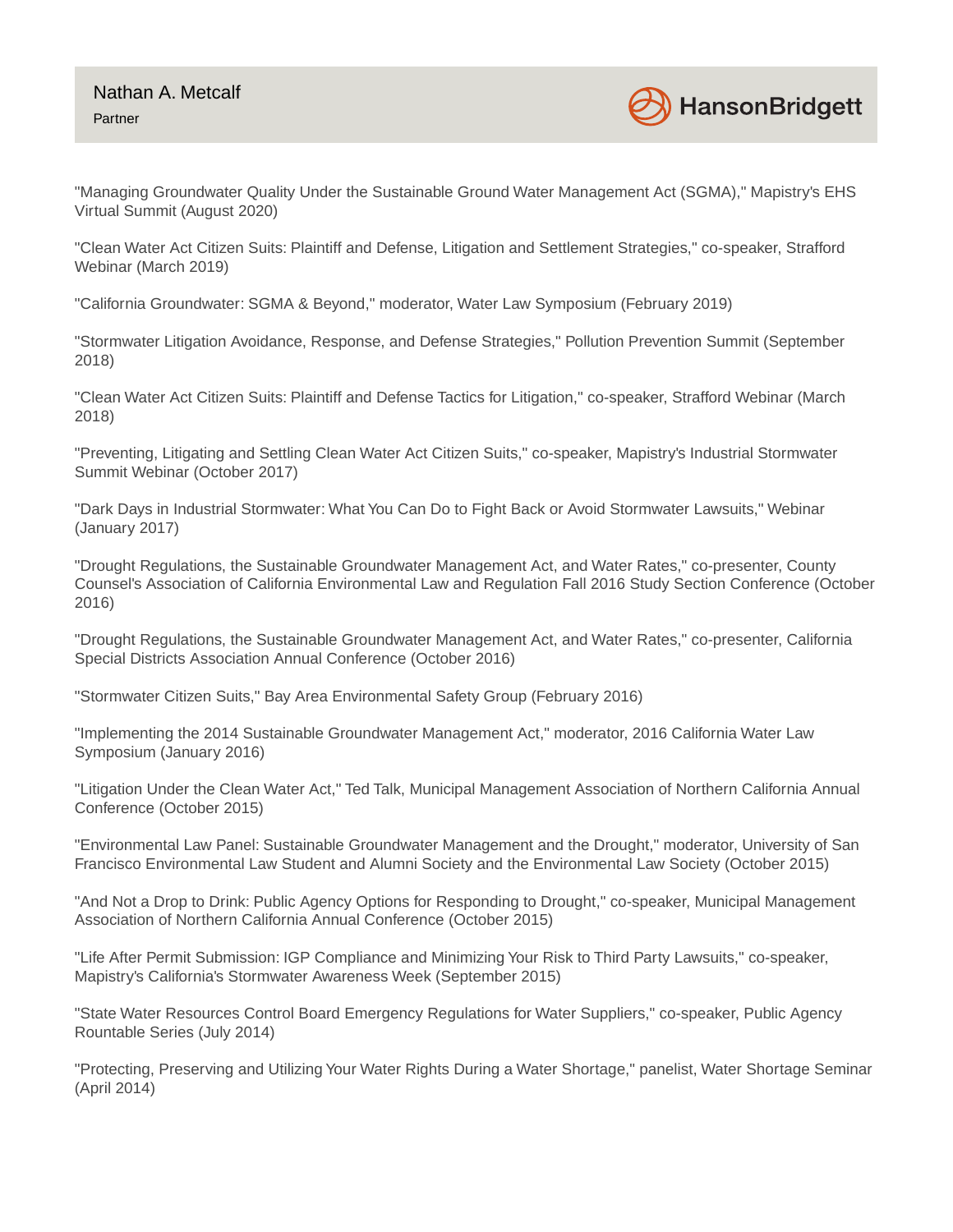"Managing Groundwater Quality Under the Sustainable Ground Water Management Act (SGMA)," Mapistry's EHS Virtual Summit (August 2020)

"Clean Water Act Citizen Suits: Plaintiff and Defense, Litigation and Settlement Strategies," co-speaker, Strafford Webinar (March 2019)

"California Groundwater: SGMA & Beyond," moderator, Water Law Symposium (February 2019)

"Stormwater Litigation Avoidance, Response, and Defense Strategies," Pollution Prevention Summit (September 2018)

"Clean Water Act Citizen Suits: Plaintiff and Defense Tactics for Litigation," co-speaker, Strafford Webinar (March 2018)

"Preventing, Litigating and Settling Clean Water Act Citizen Suits," co-speaker, Mapistry's Industrial Stormwater Summit Webinar (October 2017)

"Dark Days in Industrial Stormwater: What You Can Do to Fight Back or Avoid Stormwater Lawsuits," Webinar (January 2017)

"Drought Regulations, the Sustainable Groundwater Management Act, and Water Rates," co-presenter, County Counsel's Association of California Environmental Law and Regulation Fall 2016 Study Section Conference (October 2016)

"Drought Regulations, the Sustainable Groundwater Management Act, and Water Rates," co-presenter, California Special Districts Association Annual Conference (October 2016)

"Stormwater Citizen Suits," Bay Area Environmental Safety Group (February 2016)

"Implementing the 2014 Sustainable Groundwater Management Act," moderator, 2016 California Water Law Symposium (January 2016)

"Litigation Under the Clean Water Act," Ted Talk, Municipal Management Association of Northern California Annual Conference (October 2015)

"Environmental Law Panel: Sustainable Groundwater Management and the Drought," moderator, University of San Francisco Environmental Law Student and Alumni Society and the Environmental Law Society (October 2015)

"And Not a Drop to Drink: Public Agency Options for Responding to Drought," co-speaker, Municipal Management Association of Northern California Annual Conference (October 2015)

"Life After Permit Submission: IGP Compliance and Minimizing Your Risk to Third Party Lawsuits," co-speaker, Mapistry's California's Stormwater Awareness Week (September 2015)

"State Water Resources Control Board Emergency Regulations for Water Suppliers," co-speaker, Public Agency Rountable Series (July 2014)

"Protecting, Preserving and Utilizing Your Water Rights During a Water Shortage," panelist, Water Shortage Seminar (April 2014)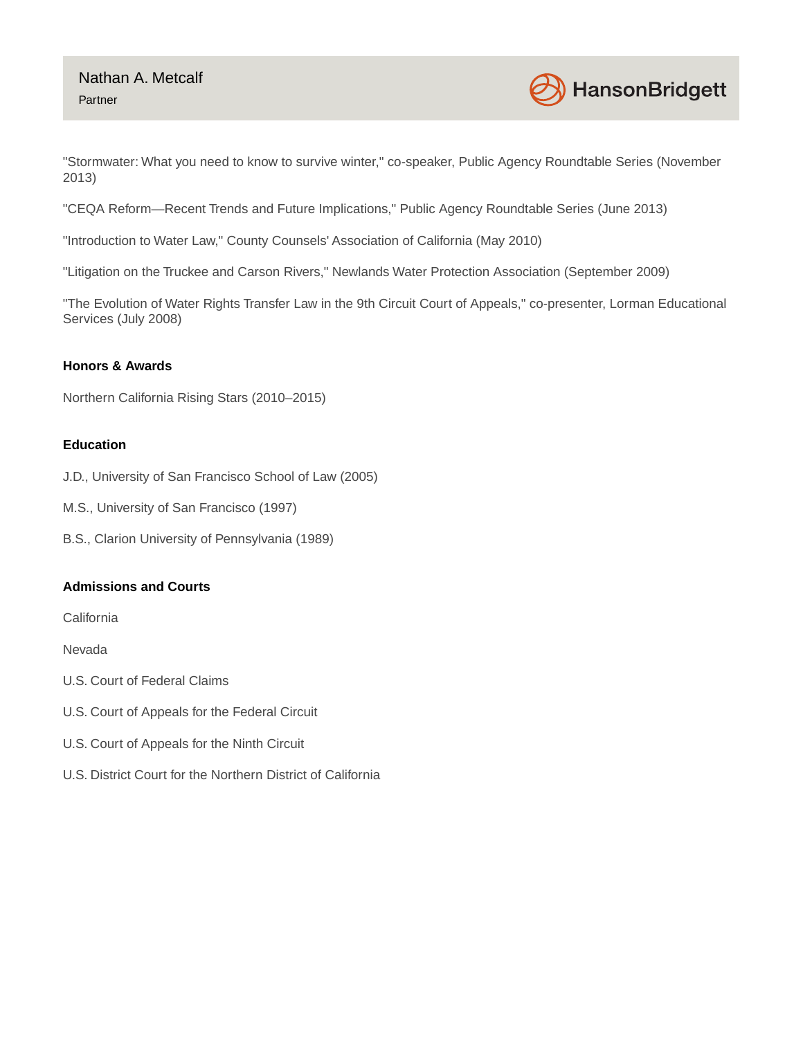"Stormwater: What you need to know to survive winter," co-speaker, Public Agency Roundtable Series (November 2013)

"CEQA Reform—Recent Trends and Future Implications," Public Agency Roundtable Series (June 2013)

"Introduction to Water Law," County Counsels' Association of California (May 2010)

"Litigation on the Truckee and Carson Rivers," Newlands Water Protection Association (September 2009)

"The Evolution of Water Rights Transfer Law in the 9th Circuit Court of Appeals," co-presenter, Lorman Educational Services (July 2008)

### Honors & Awards

Northern California Rising Stars (2010–2015)

### Education

J.D., University of San Francisco School of Law (2005)

M.S., University of San Francisco (1997)

B.S., Clarion University of Pennsylvania (1989)

### Admissions and Courts

California

Nevada

U.S. Court of Federal Claims

U.S. Court of Appeals for the Federal Circuit

U.S. Court of Appeals for the Ninth Circuit

U.S. District Court for the Northern District of California